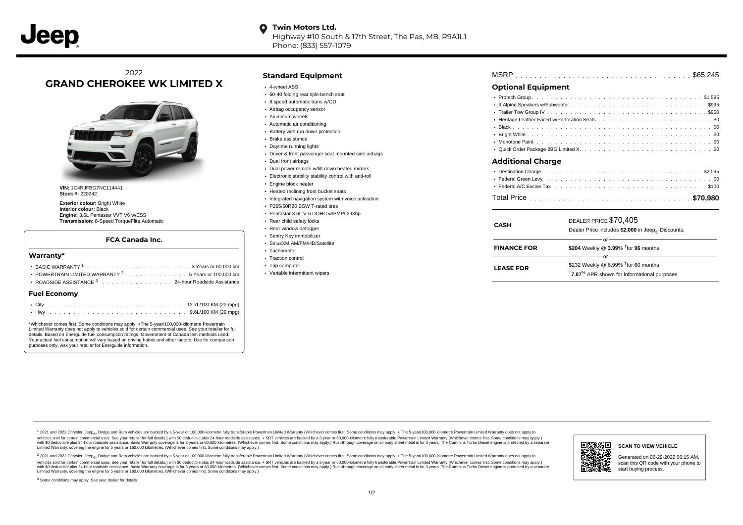**Twin Motors Ltd.**
Highway #10 South & 17th Street, The Pas, MB, R9A1L1
Phone: (833) 557-1079

# 2022 GRAND CHEROKEE WK LIMITED X

**VIN:** 1C4RJFBG7NC114441
**Stock #:** 220242

**Exterior colour:** Bright White
**Interior colour:** Black
**Engine:** 3.6L Pentastar VVT V6 w/ESS
**Transmission:** 8-Speed TorqueFlite Automatic

### FCA Canada Inc.

#### Warranty*

- BASIC WARRANTY [1] . . . . . . . . . . 3 Years or 60,000 km
- POWERTRAIN LIMITED WARRANTY [2] . . . . . . . . 5 Years or 100,000 km
- ROADSIDE ASSISTANCE [3] . . . . . . . . 24-hour Roadside Assistance

#### Fuel Economy

- City . . . . . . . . . . 12.7L/100 KM (22 mpg)
- Hwy . . . . . . . . . . 9.6L/100 KM (29 mpg)

*Whichever comes first. Some conditions may apply. +The 5-year/100,000-kilometre Powertrain Limited Warranty does not apply to vehicles sold for certain commercial uses. See your retailer for full details. Based on Energuide fuel consumption ratings. Government of Canada test methods used. Your actual fuel consumption will vary based on driving habits and other factors. Use for comparison purposes only. Ask your retailer for Energuide information.

## Standard Equipment

- 4-wheel ABS
- 60-40 folding rear split-bench seat
- 8 speed automatic trans w/OD
- Airbag occupancy sensor
- Aluminum wheels
- Automatic air conditioning
- Battery with run down protection
- Brake assistance
- Daytime running lights
- Driver & front passenger seat mounted side airbags
- Dual front airbags
- Dual power remote w/tilt down heated mirrors
- Electronic stability stability control with anti-roll
- Engine block heater
- Heated reclining front bucket seats
- Integrated navigation system with voice activation
- P265/50R20 BSW T-rated tires
- Pentastar 3.6L V-6 DOHC w/SMPI 293hp
- Rear child safety locks
- Rear window defogger
- Sentry Key immobilizer
- SiriusXM AM/FM/HD/Satellite
- Tachometer
- Traction control
- Trip computer
- Variable intermittent wipers

MSRP . . . . . . . . . . $65,245

## Optional Equipment

- Protech Group . . . . . . . . . . $1,595
- 9 Alpine Speakers w/Subwoofer . . . . . . . . . . $995
- Trailer Tow Group IV . . . . . . . . . . $950
- Heritage Leather-Faced w/Perforation Seats . . . . . . . . . . $0
- Black . . . . . . . . . . $0
- Bright White . . . . . . . . . . $0
- Monotone Paint . . . . . . . . . . $0
- Quick Order Package 2BG Limited X . . . . . . . . . . $0

## Additional Charge

- Destination Charge . . . . . . . . . . $2,095
- Federal Green Levy . . . . . . . . . . $0
- Federal A/C Excise Tax . . . . . . . . . . $100

Total Price . . . . . . . . . . **$70,980**

| | |
|---|---|
| **CASH** | DEALER PRICE $70,405<br>Dealer Price includes **$2,000** in Jeep® Discounts. |
| | or |
| **FINANCE FOR** | **$204** Weekly @ **3.99**% †for **96** months |
| | or |
| **LEASE FOR** | $232 Weekly @ 6.99% †for 60 months<br>†**7.87**% APR shown for informational purposes |

[1] 2021 and 2022 Chrysler, Jeep®, Dodge and Ram vehicles are backed by a 5-year or 100,000-kilometre fully transferable Powertrain Limited Warranty (Whichever comes first. Some conditions may apply. + The 5-year/100,000-kilometre Powertrain Limited Warranty does not apply to vehicles sold for certain commercial uses. See your retailer for full details.) with $0 deductible plus 24-hour roadside assistance. + SRT vehicles are backed by a 3-year or 60,000-kilometre fully transferable Powertrain Limited Warranty (Whichever comes first. Some conditions may apply.) with $0 deductible plus 24-hour roadside assistance. Basic Warranty coverage is for 3 years or 60,000 kilometres. (Whichever comes first. Some conditions may apply.) Rust-through coverage on all body sheet metal is for 3 years. The Cummins Turbo Diesel engine is protected by a separate Limited Warranty, covering the engine for 5 years or 160,000 kilometres. (Whichever comes first. Some conditions may apply.)

[2] 2021 and 2022 Chrysler, Jeep®, Dodge and Ram vehicles are backed by a 5-year or 100,000-kilometre fully transferable Powertrain Limited Warranty (Whichever comes first. Some conditions may apply. + The 5-year/100,000-kilometre Powertrain Limited Warranty does not apply to vehicles sold for certain commercial uses. See your retailer for full details.) with $0 deductible plus 24-hour roadside assistance. + SRT vehicles are backed by a 3-year or 60,000-kilometre fully transferable Powertrain Limited Warranty (Whichever comes first. Some conditions may apply.) with $0 deductible plus 24-hour roadside assistance. Basic Warranty coverage is for 3 years or 60,000 kilometres. (Whichever comes first. Some conditions may apply.) Rust-through coverage on all body sheet metal is for 3 years. The Cummins Turbo Diesel engine is protected by a separate Limited Warranty, covering the engine for 5 years or 160,000 kilometres. (Whichever comes first. Some conditions may apply.)

[3] Some conditions may apply. See your dealer for details.

**SCAN TO VIEW VEHICLE**

Generated on 06-29-2022 06:15 AM, scan this QR code with your phone to start buying process.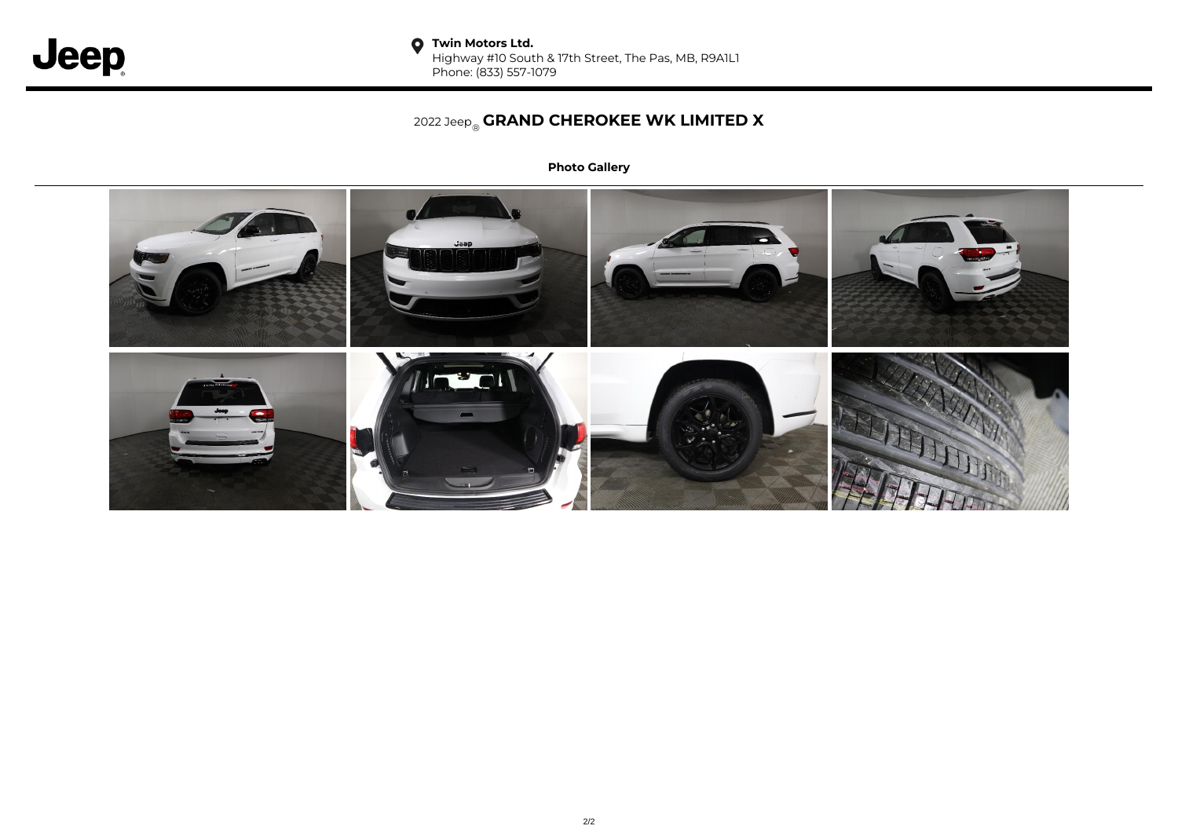**Twin Motors Ltd.**
Highway #10 South & 17th Street, The Pas, MB, R9A1L1
Phone: (833) 557-1079

# 2022 Jeep® GRAND CHEROKEE WK LIMITED X

**Photo Gallery**